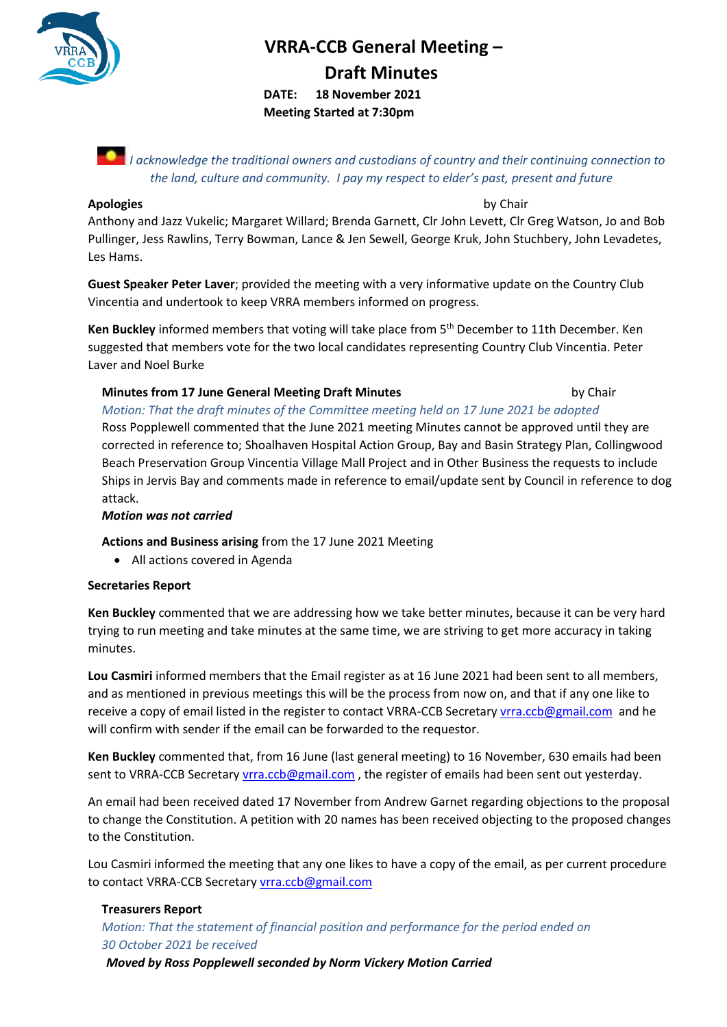# VRRA-CCB General Meeting – Draft Minutes

**DATE: 18 November 2021**
**Meeting Started at 7:30pm**

*I acknowledge the traditional owners and custodians of country and their continuing connection to the land, culture and community. I pay my respect to elder's past, present and future*

**Apologies** by Chair

Anthony and Jazz Vukelic; Margaret Willard; Brenda Garnett, Clr John Levett, Clr Greg Watson, Jo and Bob Pullinger, Jess Rawlins, Terry Bowman, Lance & Jen Sewell, George Kruk, John Stuchbery, John Levadetes, Les Hams.

**Guest Speaker Peter Laver**; provided the meeting with a very informative update on the Country Club Vincentia and undertook to keep VRRA members informed on progress.

**Ken Buckley** informed members that voting will take place from 5th December to 11th December. Ken suggested that members vote for the two local candidates representing Country Club Vincentia. Peter Laver and Noel Burke

**Minutes from 17 June General Meeting Draft Minutes** by Chair

*Motion: That the draft minutes of the Committee meeting held on 17 June 2021 be adopted*

Ross Popplewell commented that the June 2021 meeting Minutes cannot be approved until they are corrected in reference to; Shoalhaven Hospital Action Group, Bay and Basin Strategy Plan, Collingwood Beach Preservation Group Vincentia Village Mall Project and in Other Business the requests to include Ships in Jervis Bay and comments made in reference to email/update sent by Council in reference to dog attack.

***Motion was not carried***

**Actions and Business arising** from the 17 June 2021 Meeting

- All actions covered in Agenda

**Secretaries Report**

**Ken Buckley** commented that we are addressing how we take better minutes, because it can be very hard trying to run meeting and take minutes at the same time, we are striving to get more accuracy in taking minutes.

**Lou Casmiri** informed members that the Email register as at 16 June 2021 had been sent to all members, and as mentioned in previous meetings this will be the process from now on, and that if any one like to receive a copy of email listed in the register to contact VRRA-CCB Secretary vrra.ccb@gmail.com and he will confirm with sender if the email can be forwarded to the requestor.

**Ken Buckley** commented that, from 16 June (last general meeting) to 16 November, 630 emails had been sent to VRRA-CCB Secretary vrra.ccb@gmail.com , the register of emails had been sent out yesterday.

An email had been received dated 17 November from Andrew Garnet regarding objections to the proposal to change the Constitution. A petition with 20 names has been received objecting to the proposed changes to the Constitution.

Lou Casmiri informed the meeting that any one likes to have a copy of the email, as per current procedure to contact VRRA-CCB Secretary vrra.ccb@gmail.com

**Treasurers Report**

*Motion: That the statement of financial position and performance for the period ended on 30 October 2021 be received*

***Moved by Ross Popplewell seconded by Norm Vickery Motion Carried***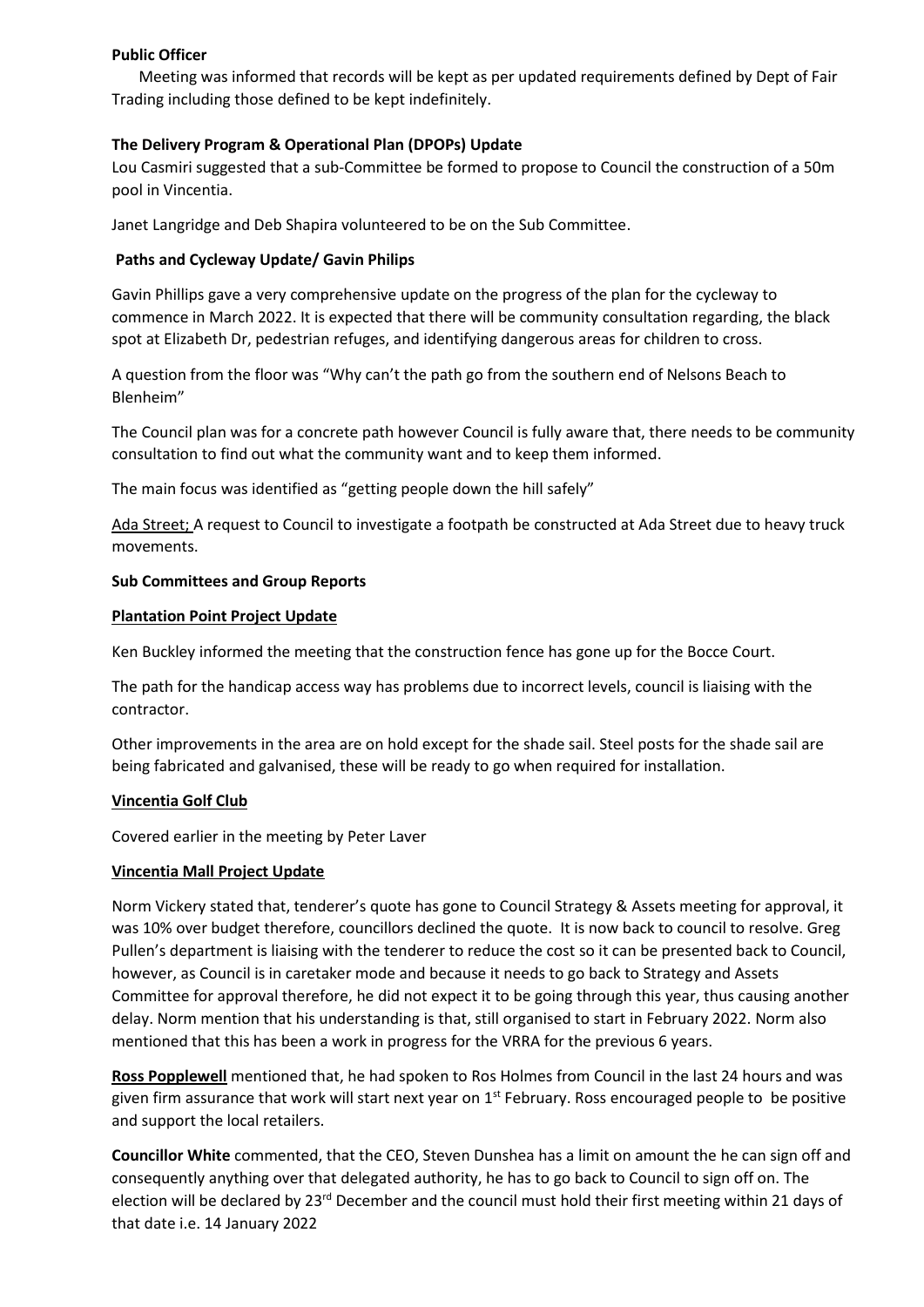**Public Officer**

Meeting was informed that records will be kept as per updated requirements defined by Dept of Fair Trading including those defined to be kept indefinitely.

**The Delivery Program & Operational Plan (DPOPs) Update**

Lou Casmiri suggested that a sub-Committee be formed to propose to Council the construction of a 50m pool in Vincentia.

Janet Langridge and Deb Shapira volunteered to be on the Sub Committee.

**Paths and Cycleway Update/ Gavin Philips**

Gavin Phillips gave a very comprehensive update on the progress of the plan for the cycleway to commence in March 2022. It is expected that there will be community consultation regarding, the black spot at Elizabeth Dr, pedestrian refuges, and identifying dangerous areas for children to cross.

A question from the floor was "Why can't the path go from the southern end of Nelsons Beach to Blenheim"

The Council plan was for a concrete path however Council is fully aware that, there needs to be community consultation to find out what the community want and to keep them informed.

The main focus was identified as "getting people down the hill safely"

Ada Street; A request to Council to investigate a footpath be constructed at Ada Street due to heavy truck movements.

**Sub Committees and Group Reports**

**Plantation Point Project Update**

Ken Buckley informed the meeting that the construction fence has gone up for the Bocce Court.

The path for the handicap access way has problems due to incorrect levels, council is liaising with the contractor.

Other improvements in the area are on hold except for the shade sail. Steel posts for the shade sail are being fabricated and galvanised, these will be ready to go when required for installation.

**Vincentia Golf Club**

Covered earlier in the meeting by Peter Laver

**Vincentia Mall Project Update**

Norm Vickery stated that, tenderer's quote has gone to Council Strategy & Assets meeting for approval, it was 10% over budget therefore, councillors declined the quote. It is now back to council to resolve. Greg Pullen's department is liaising with the tenderer to reduce the cost so it can be presented back to Council, however, as Council is in caretaker mode and because it needs to go back to Strategy and Assets Committee for approval therefore, he did not expect it to be going through this year, thus causing another delay. Norm mention that his understanding is that, still organised to start in February 2022. Norm also mentioned that this has been a work in progress for the VRRA for the previous 6 years.

**Ross Popplewell** mentioned that, he had spoken to Ros Holmes from Council in the last 24 hours and was given firm assurance that work will start next year on 1st February. Ross encouraged people to be positive and support the local retailers.

**Councillor White** commented, that the CEO, Steven Dunshea has a limit on amount the he can sign off and consequently anything over that delegated authority, he has to go back to Council to sign off on. The election will be declared by 23rd December and the council must hold their first meeting within 21 days of that date i.e. 14 January 2022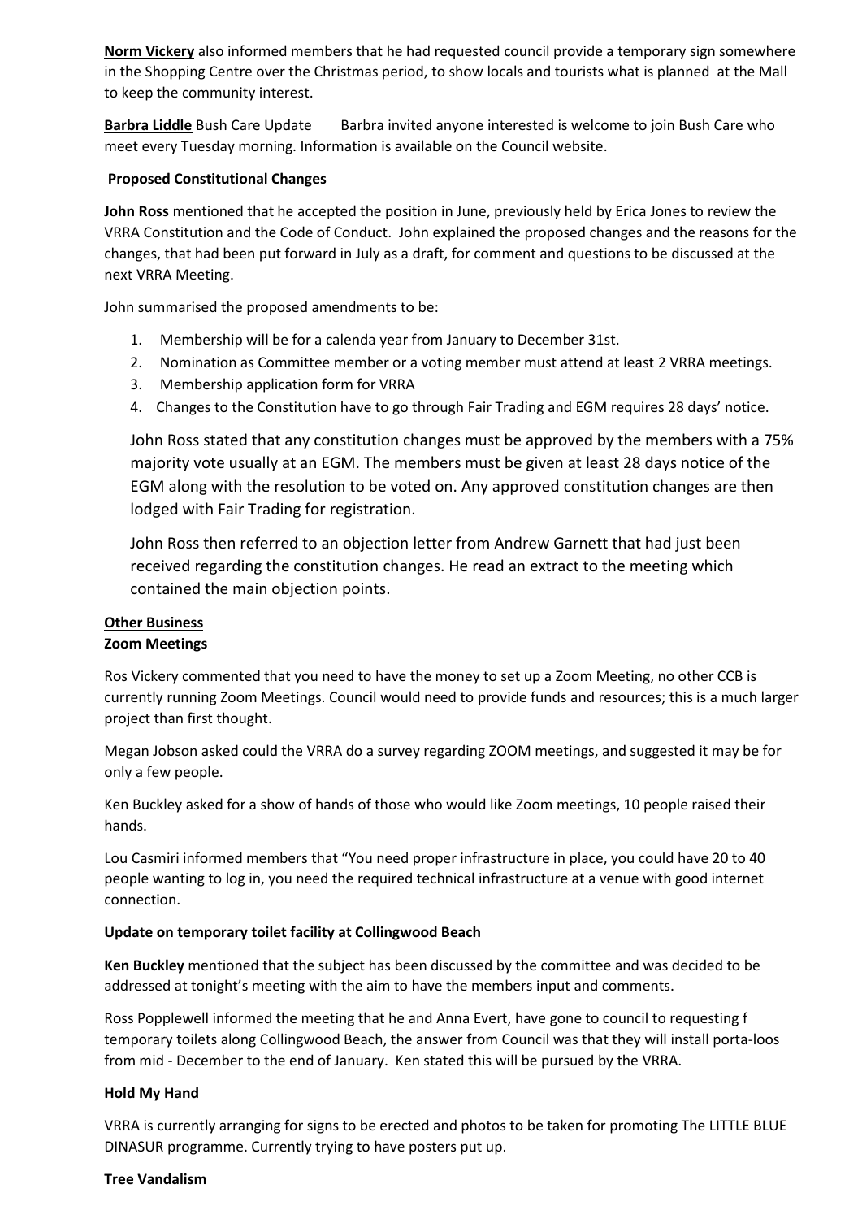**Norm Vickery** also informed members that he had requested council provide a temporary sign somewhere in the Shopping Centre over the Christmas period, to show locals and tourists what is planned at the Mall to keep the community interest.

**Barbra Liddle** Bush Care Update     Barbra invited anyone interested is welcome to join Bush Care who meet every Tuesday morning. Information is available on the Council website.

**Proposed Constitutional Changes**

**John Ross** mentioned that he accepted the position in June, previously held by Erica Jones to review the VRRA Constitution and the Code of Conduct. John explained the proposed changes and the reasons for the changes, that had been put forward in July as a draft, for comment and questions to be discussed at the next VRRA Meeting.

John summarised the proposed amendments to be:

1. Membership will be for a calenda year from January to December 31st.
2. Nomination as Committee member or a voting member must attend at least 2 VRRA meetings.
3. Membership application form for VRRA
4. Changes to the Constitution have to go through Fair Trading and EGM requires 28 days' notice.

John Ross stated that any constitution changes must be approved by the members with a 75% majority vote usually at an EGM. The members must be given at least 28 days notice of the EGM along with the resolution to be voted on. Any approved constitution changes are then lodged with Fair Trading for registration.

John Ross then referred to an objection letter from Andrew Garnett that had just been received regarding the constitution changes. He read an extract to the meeting which contained the main objection points.

**Other Business**

**Zoom Meetings**

Ros Vickery commented that you need to have the money to set up a Zoom Meeting, no other CCB is currently running Zoom Meetings. Council would need to provide funds and resources; this is a much larger project than first thought.

Megan Jobson asked could the VRRA do a survey regarding ZOOM meetings, and suggested it may be for only a few people.

Ken Buckley asked for a show of hands of those who would like Zoom meetings, 10 people raised their hands.

Lou Casmiri informed members that "You need proper infrastructure in place, you could have 20 to 40 people wanting to log in, you need the required technical infrastructure at a venue with good internet connection.

**Update on temporary toilet facility at Collingwood Beach**

**Ken Buckley** mentioned that the subject has been discussed by the committee and was decided to be addressed at tonight's meeting with the aim to have the members input and comments.

Ross Popplewell informed the meeting that he and Anna Evert, have gone to council to requesting f temporary toilets along Collingwood Beach, the answer from Council was that they will install porta-loos from mid - December to the end of January. Ken stated this will be pursued by the VRRA.

**Hold My Hand**

VRRA is currently arranging for signs to be erected and photos to be taken for promoting The LITTLE BLUE DINASUR programme. Currently trying to have posters put up.

**Tree Vandalism**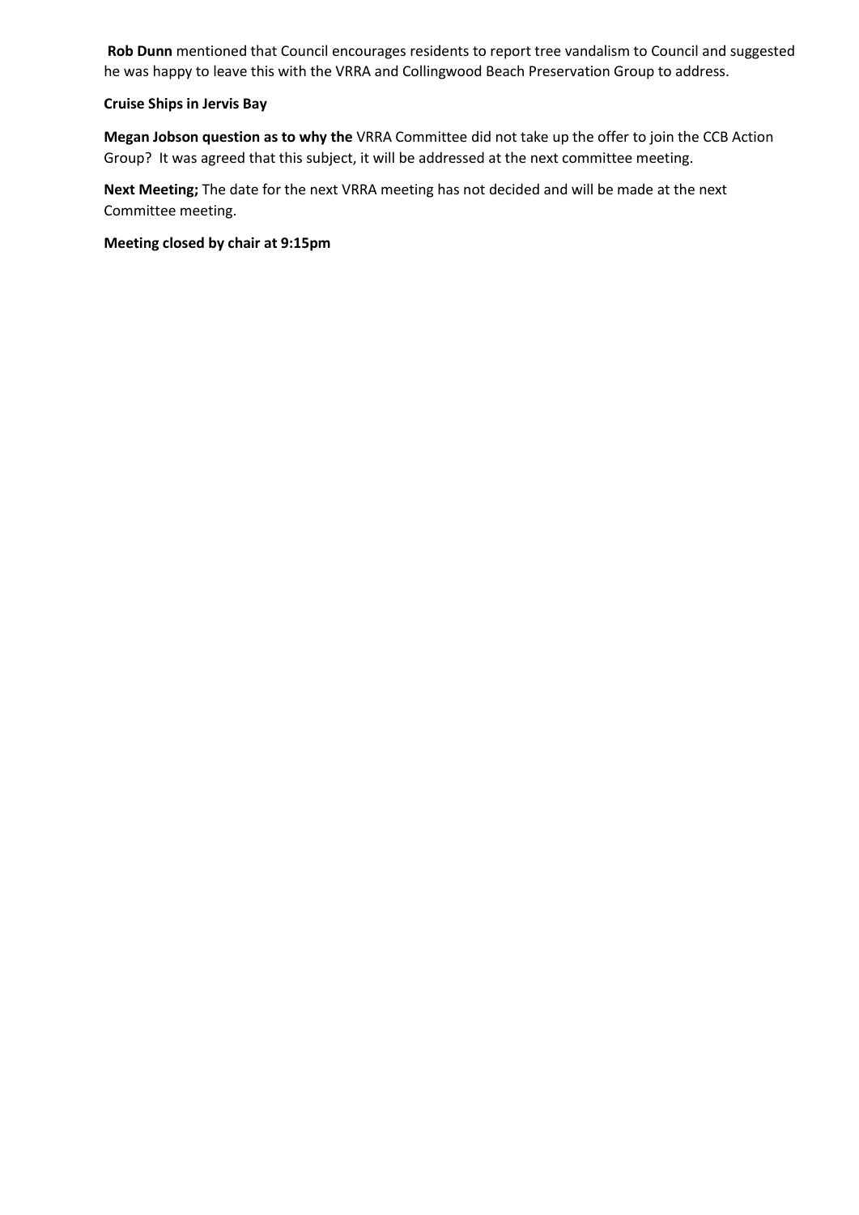**Rob Dunn** mentioned that Council encourages residents to report tree vandalism to Council and suggested he was happy to leave this with the VRRA and Collingwood Beach Preservation Group to address.

**Cruise Ships in Jervis Bay**

**Megan Jobson question as to why the** VRRA Committee did not take up the offer to join the CCB Action Group? It was agreed that this subject, it will be addressed at the next committee meeting.

**Next Meeting;** The date for the next VRRA meeting has not decided and will be made at the next Committee meeting.

**Meeting closed by chair at 9:15pm**